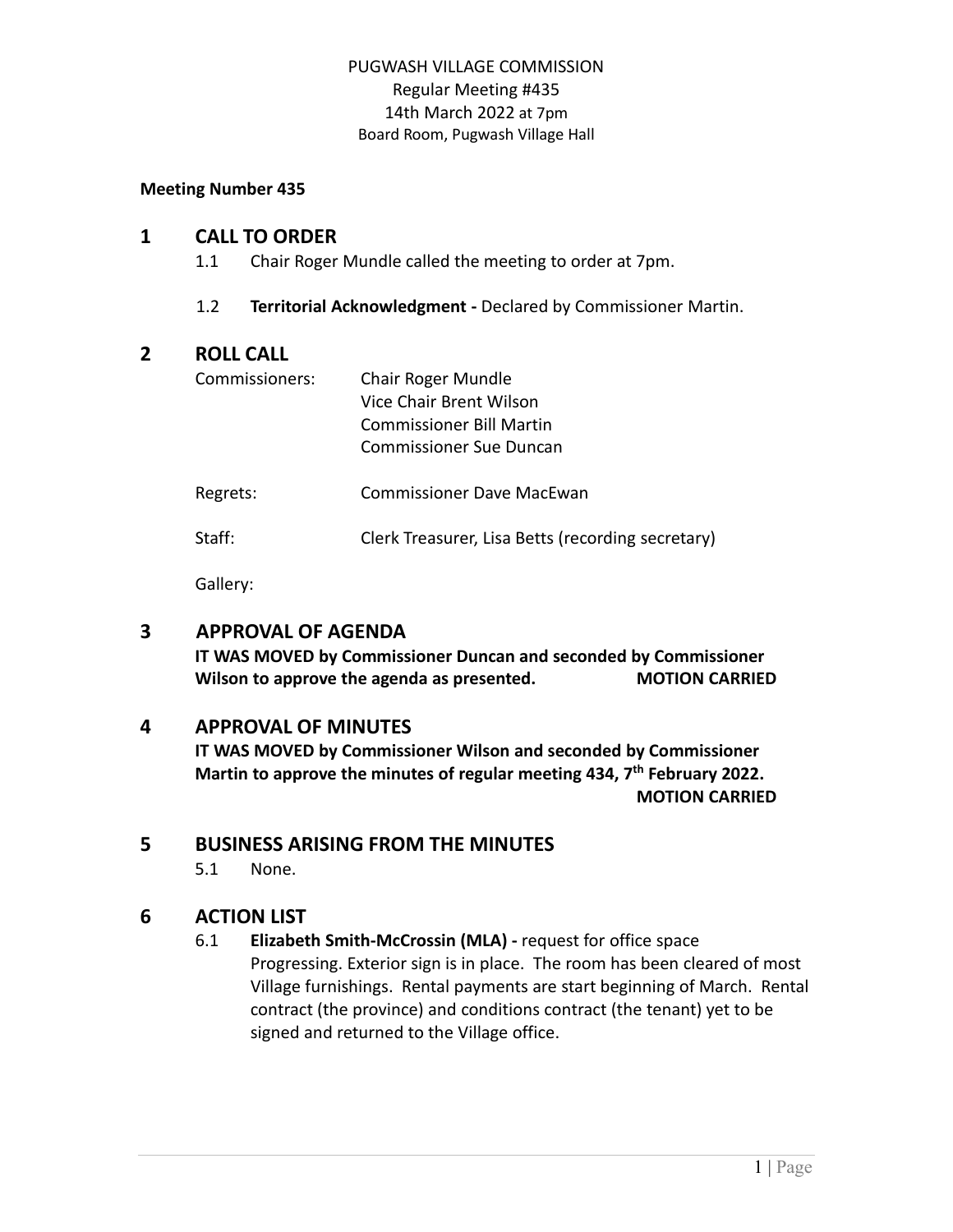PUGWASH VILLAGE COMMISSION
Regular Meeting #435
14th March 2022 at 7pm
Board Room, Pugwash Village Hall

**Meeting Number 435**

## 1 CALL TO ORDER

1.1 Chair Roger Mundle called the meeting to order at 7pm.

1.2 **Territorial Acknowledgment -** Declared by Commissioner Martin.

## 2 ROLL CALL

Commissioners: Chair Roger Mundle
Vice Chair Brent Wilson
Commissioner Bill Martin
Commissioner Sue Duncan

Regrets: Commissioner Dave MacEwan

Staff: Clerk Treasurer, Lisa Betts (recording secretary)

Gallery:

## 3 APPROVAL OF AGENDA

**IT WAS MOVED by Commissioner Duncan and seconded by Commissioner Wilson to approve the agenda as presented. MOTION CARRIED**

## 4 APPROVAL OF MINUTES

**IT WAS MOVED by Commissioner Wilson and seconded by Commissioner Martin to approve the minutes of regular meeting 434, 7th February 2022.**
**MOTION CARRIED**

## 5 BUSINESS ARISING FROM THE MINUTES

5.1 None.

## 6 ACTION LIST

6.1 **Elizabeth Smith-McCrossin (MLA) -** request for office space Progressing. Exterior sign is in place. The room has been cleared of most Village furnishings. Rental payments are start beginning of March. Rental contract (the province) and conditions contract (the tenant) yet to be signed and returned to the Village office.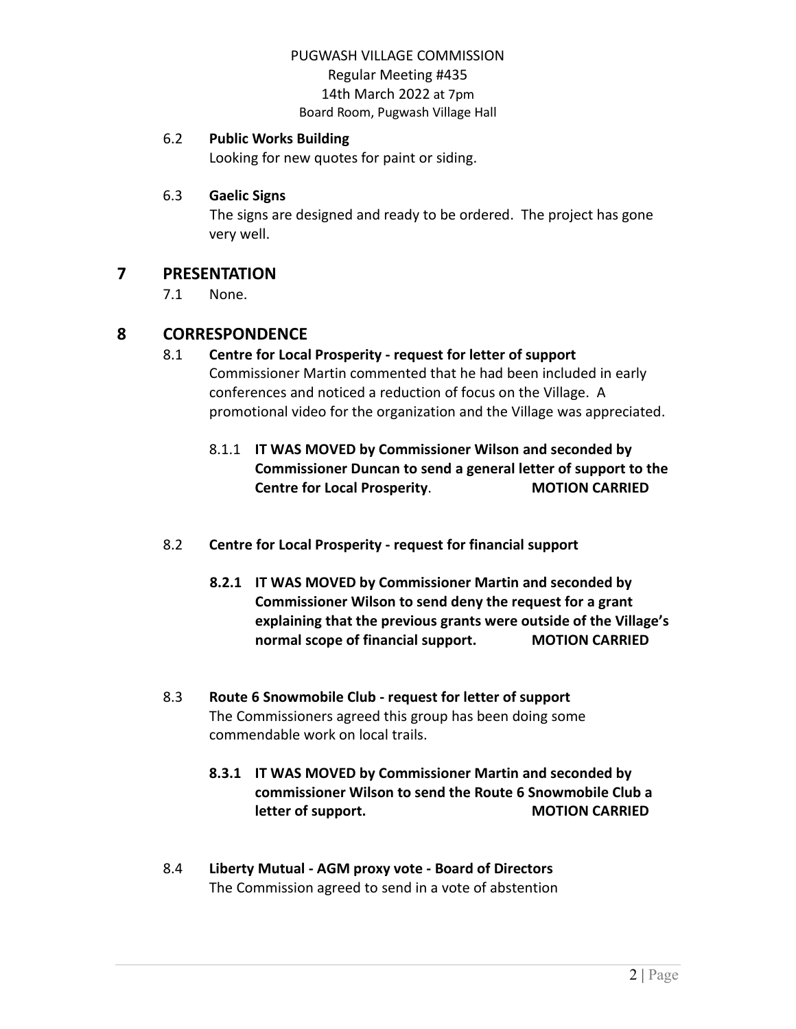### 6.2 Public Works Building

Looking for new quotes for paint or siding.

### 6.3 Gaelic Signs

The signs are designed and ready to be ordered. The project has gone very well.

## 7 PRESENTATION

7.1 None.

## 8 CORRESPONDENCE

### 8.1 Centre for Local Prosperity - request for letter of support

Commissioner Martin commented that he had been included in early conferences and noticed a reduction of focus on the Village. A promotional video for the organization and the Village was appreciated.

8.1.1 **IT WAS MOVED by Commissioner Wilson and seconded by Commissioner Duncan to send a general letter of support to the Centre for Local Prosperity**. **MOTION CARRIED**

### 8.2 Centre for Local Prosperity - request for financial support

**8.2.1 IT WAS MOVED by Commissioner Martin and seconded by Commissioner Wilson to send deny the request for a grant explaining that the previous grants were outside of the Village's normal scope of financial support. MOTION CARRIED**

### 8.3 Route 6 Snowmobile Club - request for letter of support

The Commissioners agreed this group has been doing some commendable work on local trails.

**8.3.1 IT WAS MOVED by Commissioner Martin and seconded by commissioner Wilson to send the Route 6 Snowmobile Club a letter of support. MOTION CARRIED**

### 8.4 Liberty Mutual - AGM proxy vote - Board of Directors

The Commission agreed to send in a vote of abstention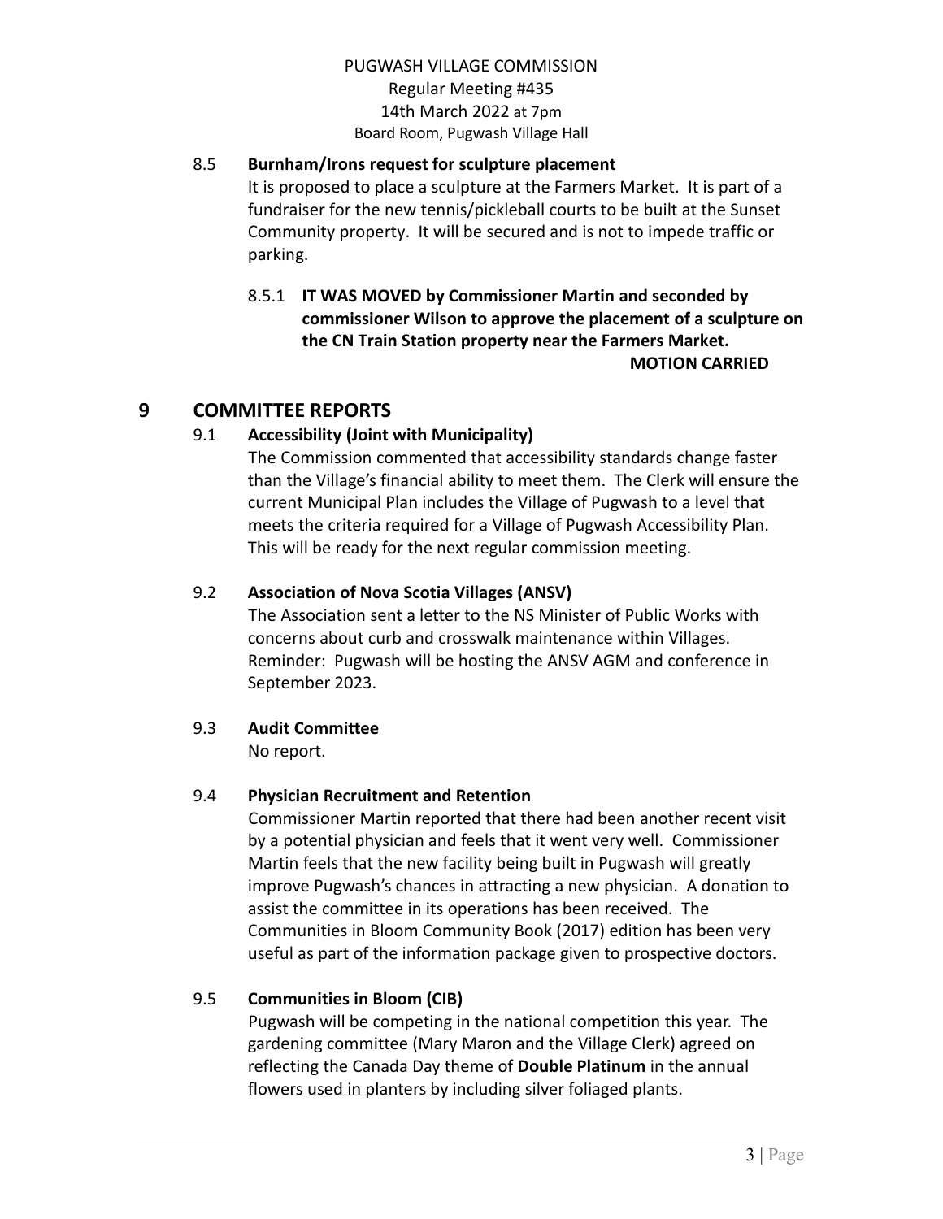### 8.5 Burnham/Irons request for sculpture placement

It is proposed to place a sculpture at the Farmers Market. It is part of a fundraiser for the new tennis/pickleball courts to be built at the Sunset Community property. It will be secured and is not to impede traffic or parking.

8.5.1 **IT WAS MOVED by Commissioner Martin and seconded by commissioner Wilson to approve the placement of a sculpture on the CN Train Station property near the Farmers Market.**

**MOTION CARRIED**

## 9 COMMITTEE REPORTS

### 9.1 Accessibility (Joint with Municipality)

The Commission commented that accessibility standards change faster than the Village's financial ability to meet them. The Clerk will ensure the current Municipal Plan includes the Village of Pugwash to a level that meets the criteria required for a Village of Pugwash Accessibility Plan. This will be ready for the next regular commission meeting.

### 9.2 Association of Nova Scotia Villages (ANSV)

The Association sent a letter to the NS Minister of Public Works with concerns about curb and crosswalk maintenance within Villages. Reminder: Pugwash will be hosting the ANSV AGM and conference in September 2023.

### 9.3 Audit Committee

No report.

### 9.4 Physician Recruitment and Retention

Commissioner Martin reported that there had been another recent visit by a potential physician and feels that it went very well. Commissioner Martin feels that the new facility being built in Pugwash will greatly improve Pugwash's chances in attracting a new physician. A donation to assist the committee in its operations has been received. The Communities in Bloom Community Book (2017) edition has been very useful as part of the information package given to prospective doctors.

### 9.5 Communities in Bloom (CIB)

Pugwash will be competing in the national competition this year. The gardening committee (Mary Maron and the Village Clerk) agreed on reflecting the Canada Day theme of **Double Platinum** in the annual flowers used in planters by including silver foliaged plants.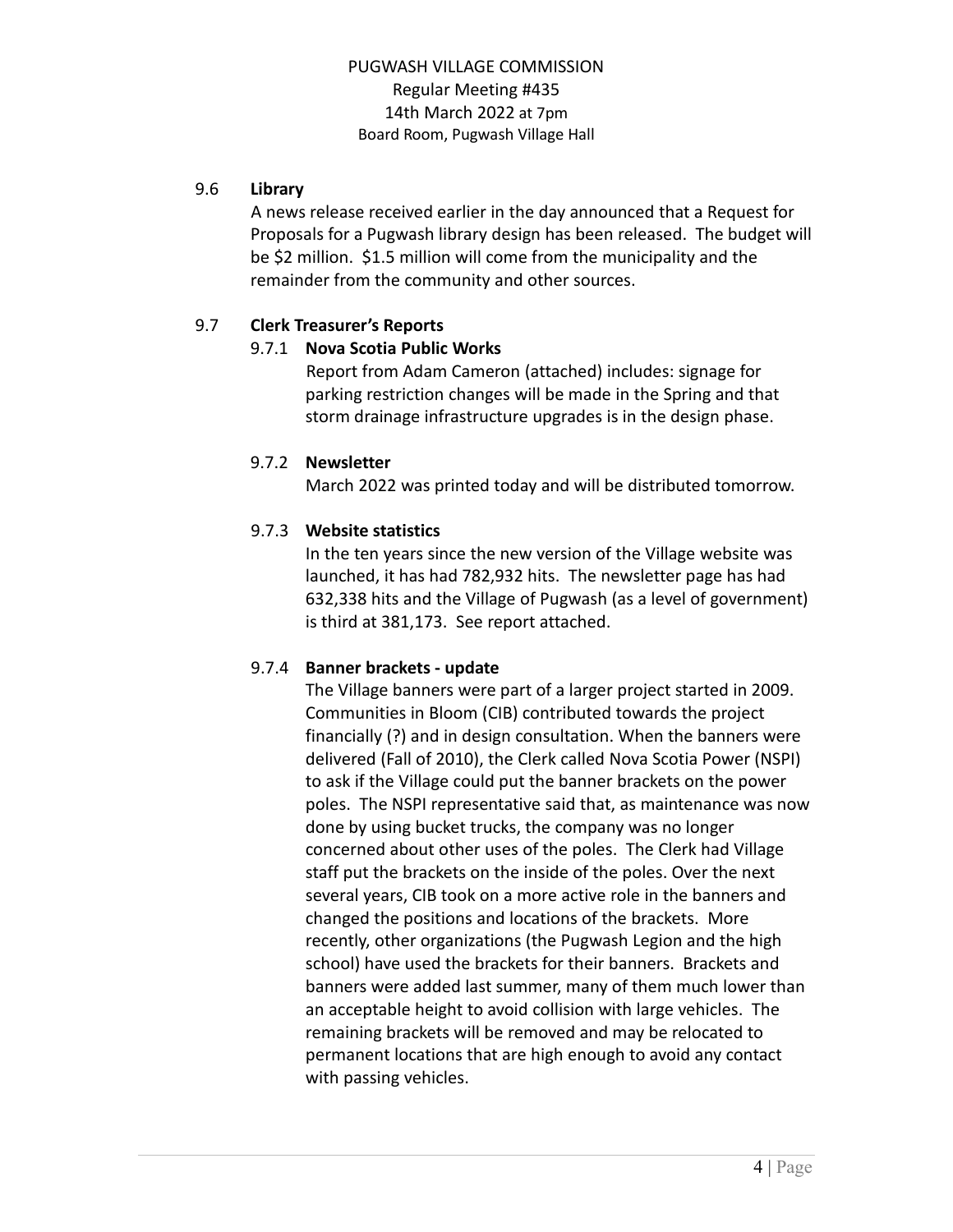PUGWASH VILLAGE COMMISSION
Regular Meeting #435
14th March 2022 at 7pm
Board Room, Pugwash Village Hall

### 9.6 Library

A news release received earlier in the day announced that a Request for Proposals for a Pugwash library design has been released. The budget will be $2 million. $1.5 million will come from the municipality and the remainder from the community and other sources.

### 9.7 Clerk Treasurer's Reports

#### 9.7.1 Nova Scotia Public Works

Report from Adam Cameron (attached) includes: signage for parking restriction changes will be made in the Spring and that storm drainage infrastructure upgrades is in the design phase.

#### 9.7.2 Newsletter

March 2022 was printed today and will be distributed tomorrow.

#### 9.7.3 Website statistics

In the ten years since the new version of the Village website was launched, it has had 782,932 hits. The newsletter page has had 632,338 hits and the Village of Pugwash (as a level of government) is third at 381,173. See report attached.

#### 9.7.4 Banner brackets - update

The Village banners were part of a larger project started in 2009. Communities in Bloom (CIB) contributed towards the project financially (?) and in design consultation. When the banners were delivered (Fall of 2010), the Clerk called Nova Scotia Power (NSPI) to ask if the Village could put the banner brackets on the power poles. The NSPI representative said that, as maintenance was now done by using bucket trucks, the company was no longer concerned about other uses of the poles. The Clerk had Village staff put the brackets on the inside of the poles. Over the next several years, CIB took on a more active role in the banners and changed the positions and locations of the brackets. More recently, other organizations (the Pugwash Legion and the high school) have used the brackets for their banners. Brackets and banners were added last summer, many of them much lower than an acceptable height to avoid collision with large vehicles. The remaining brackets will be removed and may be relocated to permanent locations that are high enough to avoid any contact with passing vehicles.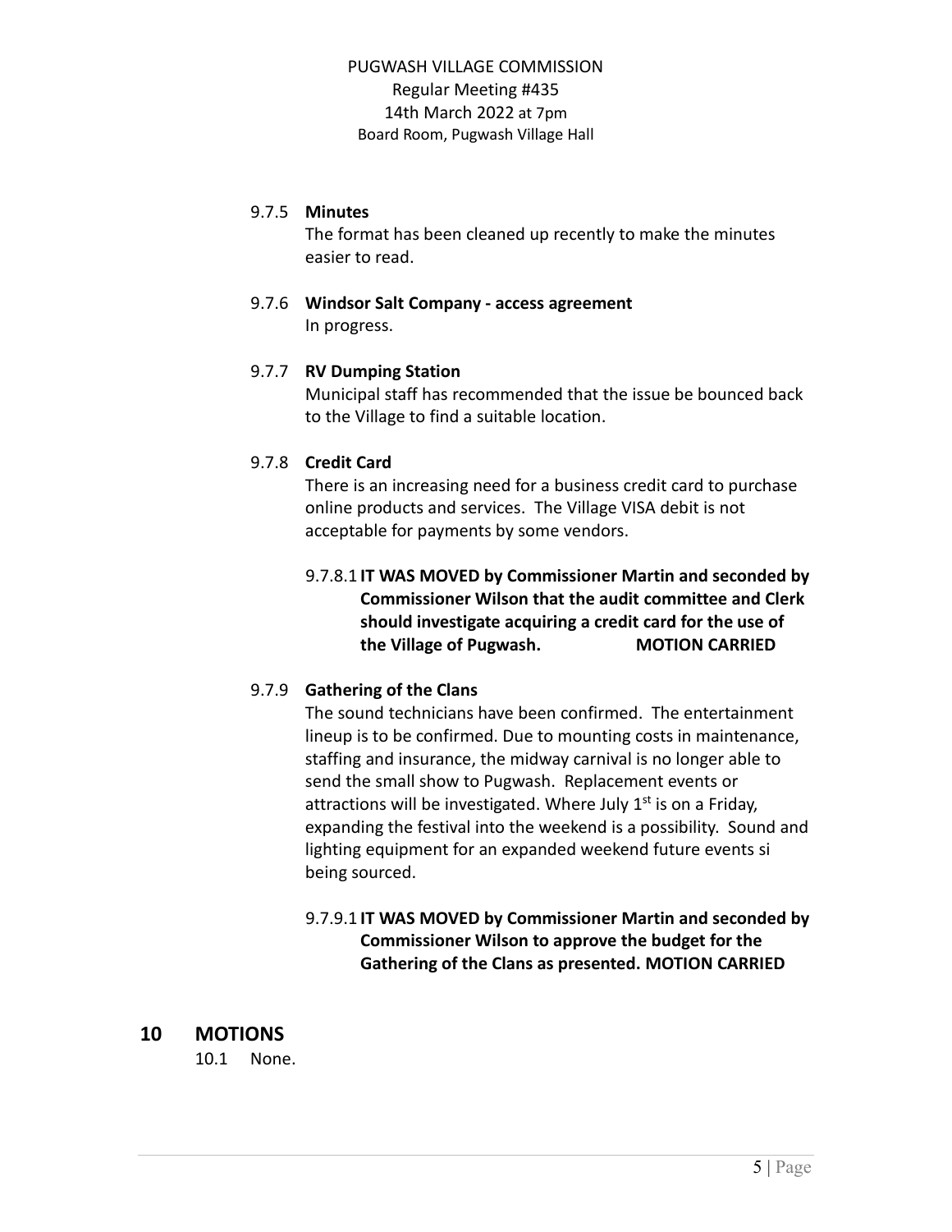9.7.5 **Minutes**

The format has been cleaned up recently to make the minutes easier to read.

9.7.6 **Windsor Salt Company - access agreement**

In progress.

9.7.7 **RV Dumping Station**

Municipal staff has recommended that the issue be bounced back to the Village to find a suitable location.

9.7.8 **Credit Card**

There is an increasing need for a business credit card to purchase online products and services. The Village VISA debit is not acceptable for payments by some vendors.

9.7.8.1 **IT WAS MOVED by Commissioner Martin and seconded by Commissioner Wilson that the audit committee and Clerk should investigate acquiring a credit card for the use of the Village of Pugwash. MOTION CARRIED**

9.7.9 **Gathering of the Clans**

The sound technicians have been confirmed. The entertainment lineup is to be confirmed. Due to mounting costs in maintenance, staffing and insurance, the midway carnival is no longer able to send the small show to Pugwash. Replacement events or attractions will be investigated. Where July 1st is on a Friday, expanding the festival into the weekend is a possibility. Sound and lighting equipment for an expanded weekend future events si being sourced.

9.7.9.1 **IT WAS MOVED by Commissioner Martin and seconded by Commissioner Wilson to approve the budget for the Gathering of the Clans as presented. MOTION CARRIED**

## 10 MOTIONS

10.1 None.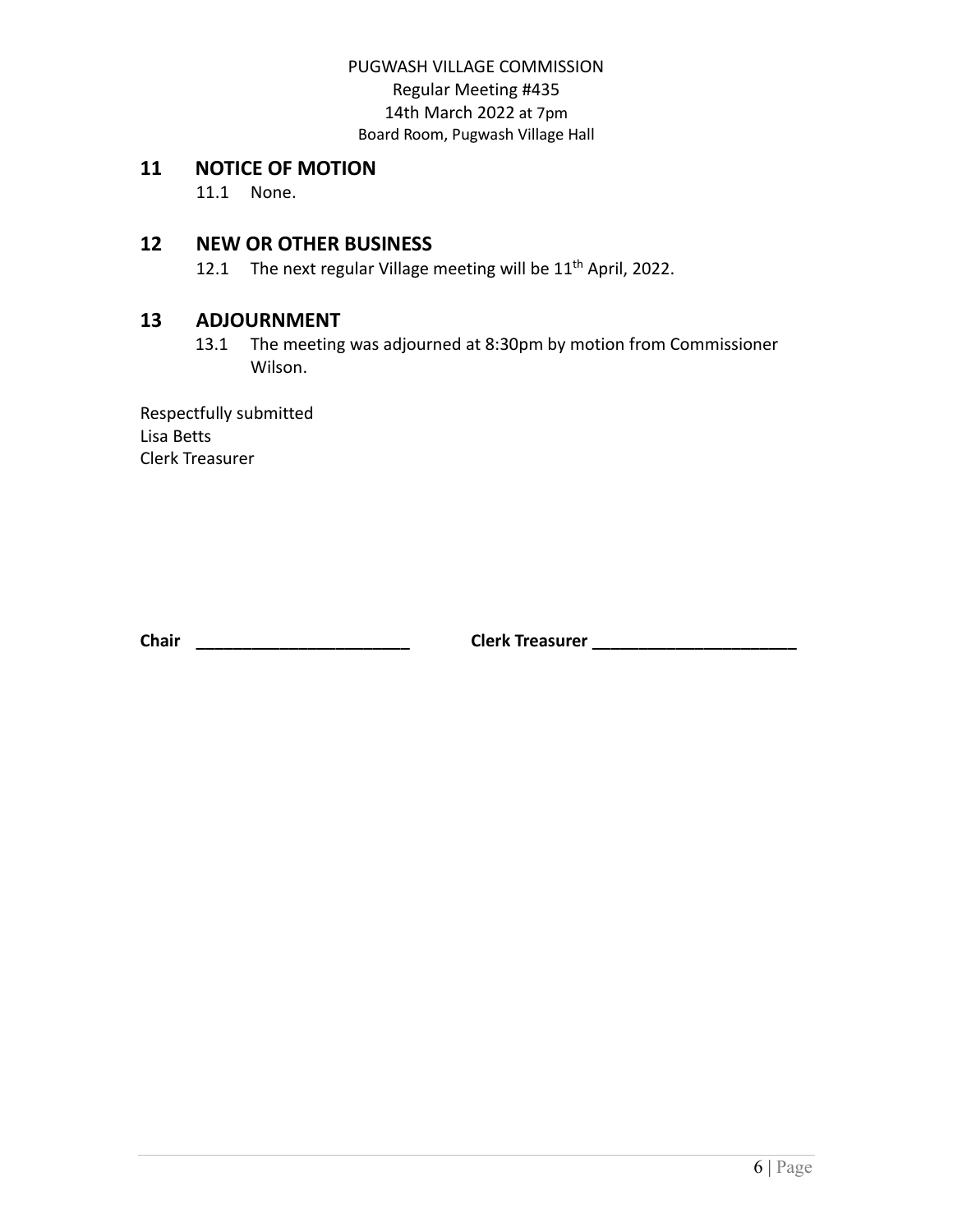## 11 NOTICE OF MOTION

11.1 None.

## 12 NEW OR OTHER BUSINESS

12.1 The next regular Village meeting will be 11th April, 2022.

## 13 ADJOURNMENT

13.1 The meeting was adjourned at 8:30pm by motion from Commissioner Wilson.

Respectfully submitted
Lisa Betts
Clerk Treasurer

**Chair** ________________________ **Clerk Treasurer** ______________________